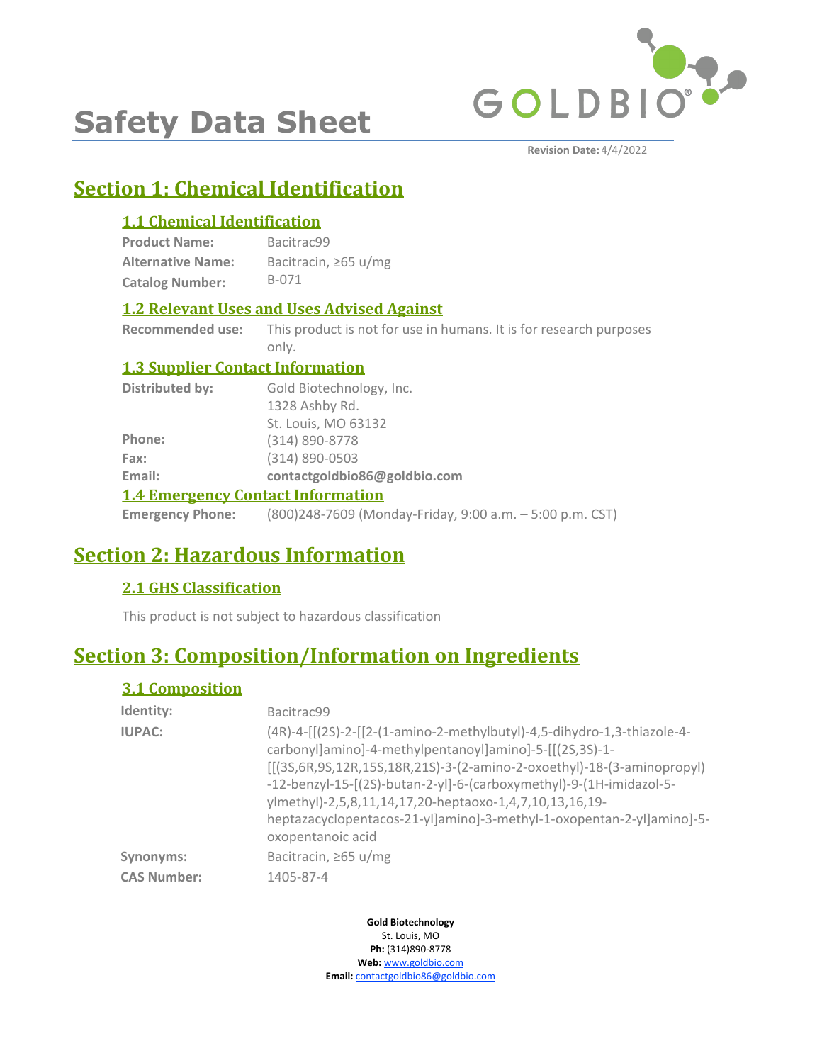# Safety Data Sheet

**Revision Date:** 4/4/2022

## Section 1: Chemical Identification

### 1.1 Chemical Identification

**Product Name:** Bacitrac99
**Alternative Name:** Bacitracin, ≥65 u/mg
**Catalog Number:** B-071

### 1.2 Relevant Uses and Uses Advised Against

**Recommended use:** This product is not for use in humans. It is for research purposes only.

### 1.3 Supplier Contact Information

**Distributed by:** Gold Biotechnology, Inc.
1328 Ashby Rd.
St. Louis, MO 63132
**Phone:** (314) 890-8778
**Fax:** (314) 890-0503
**Email:** **contactgoldbio86@goldbio.com**

### 1.4 Emergency Contact Information

**Emergency Phone:** (800)248-7609 (Monday-Friday, 9:00 a.m. – 5:00 p.m. CST)

## Section 2: Hazardous Information

### 2.1 GHS Classification

This product is not subject to hazardous classification

## Section 3: Composition/Information on Ingredients

### 3.1 Composition

**Identity:** Bacitrac99
**IUPAC:** (4R)-4-[[(2S)-2-[[2-(1-amino-2-methylbutyl)-4,5-dihydro-1,3-thiazole-4-carbonyl]amino]-4-methylpentanoyl]amino]-5-[[(2S,3S)-1-[[(3S,6R,9S,12R,15S,18R,21S)-3-(2-amino-2-oxoethyl)-18-(3-aminopropyl)-12-benzyl-15-[(2S)-butan-2-yl]-6-(carboxymethyl)-9-(1H-imidazol-5-ylmethyl)-2,5,8,11,14,17,20-heptaoxo-1,4,7,10,13,16,19-heptazacyclopentacos-21-yl]amino]-3-methyl-1-oxopentan-2-yl]amino]-5-oxopentanoic acid
**Synonyms:** Bacitracin, ≥65 u/mg
**CAS Number:** 1405-87-4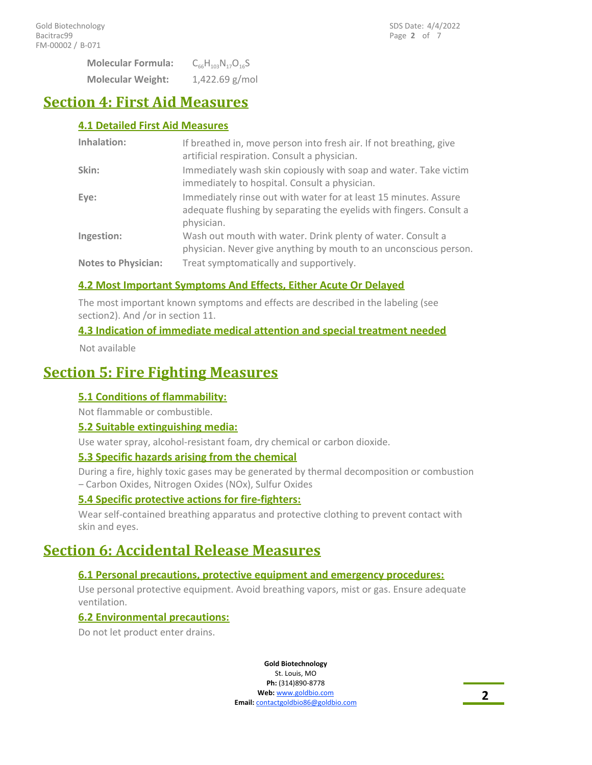**Molecular Formula:** $C_{66}H_{103}N_{17}O_{16}S$

**Molecular Weight:** 1,422.69 g/mol

# Section 4: First Aid Measures

## 4.1 Detailed First Aid Measures

| | |
|---|---|
| **Inhalation:** | If breathed in, move person into fresh air. If not breathing, give artificial respiration. Consult a physician. |
| **Skin:** | Immediately wash skin copiously with soap and water. Take victim immediately to hospital. Consult a physician. |
| **Eye:** | Immediately rinse out with water for at least 15 minutes. Assure adequate flushing by separating the eyelids with fingers. Consult a physician. |
| **Ingestion:** | Wash out mouth with water. Drink plenty of water. Consult a physician. Never give anything by mouth to an unconscious person. |
| **Notes to Physician:** | Treat symptomatically and supportively. |

## 4.2 Most Important Symptoms And Effects, Either Acute Or Delayed

The most important known symptoms and effects are described in the labeling (see section2). And /or in section 11.

## 4.3 Indication of immediate medical attention and special treatment needed

Not available

# Section 5: Fire Fighting Measures

## 5.1 Conditions of flammability:

Not flammable or combustible.

## 5.2 Suitable extinguishing media:

Use water spray, alcohol-resistant foam, dry chemical or carbon dioxide.

## 5.3 Specific hazards arising from the chemical

During a fire, highly toxic gases may be generated by thermal decomposition or combustion – Carbon Oxides, Nitrogen Oxides (NOx), Sulfur Oxides

## 5.4 Specific protective actions for fire-fighters:

Wear self-contained breathing apparatus and protective clothing to prevent contact with skin and eyes.

# Section 6: Accidental Release Measures

## 6.1 Personal precautions, protective equipment and emergency procedures:

Use personal protective equipment. Avoid breathing vapors, mist or gas. Ensure adequate ventilation.

## 6.2 Environmental precautions:

Do not let product enter drains.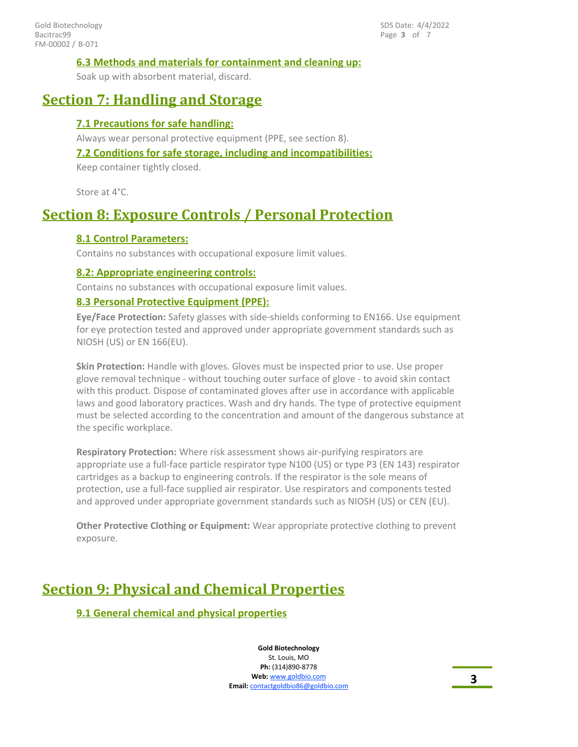### 6.3 Methods and materials for containment and cleaning up:

Soak up with absorbent material, discard.

## Section 7: Handling and Storage

### 7.1 Precautions for safe handling:

Always wear personal protective equipment (PPE, see section 8).

### 7.2 Conditions for safe storage, including and incompatibilities:

Keep container tightly closed.

Store at 4°C.

## Section 8: Exposure Controls / Personal Protection

### 8.1 Control Parameters:

Contains no substances with occupational exposure limit values.

### 8.2: Appropriate engineering controls:

Contains no substances with occupational exposure limit values.

### 8.3 Personal Protective Equipment (PPE):

**Eye/Face Protection:** Safety glasses with side-shields conforming to EN166. Use equipment for eye protection tested and approved under appropriate government standards such as NIOSH (US) or EN 166(EU).

**Skin Protection:** Handle with gloves. Gloves must be inspected prior to use. Use proper glove removal technique - without touching outer surface of glove - to avoid skin contact with this product. Dispose of contaminated gloves after use in accordance with applicable laws and good laboratory practices. Wash and dry hands. The type of protective equipment must be selected according to the concentration and amount of the dangerous substance at the specific workplace.

**Respiratory Protection:** Where risk assessment shows air-purifying respirators are appropriate use a full-face particle respirator type N100 (US) or type P3 (EN 143) respirator cartridges as a backup to engineering controls. If the respirator is the sole means of protection, use a full-face supplied air respirator. Use respirators and components tested and approved under appropriate government standards such as NIOSH (US) or CEN (EU).

**Other Protective Clothing or Equipment:** Wear appropriate protective clothing to prevent exposure.

## Section 9: Physical and Chemical Properties

### 9.1 General chemical and physical properties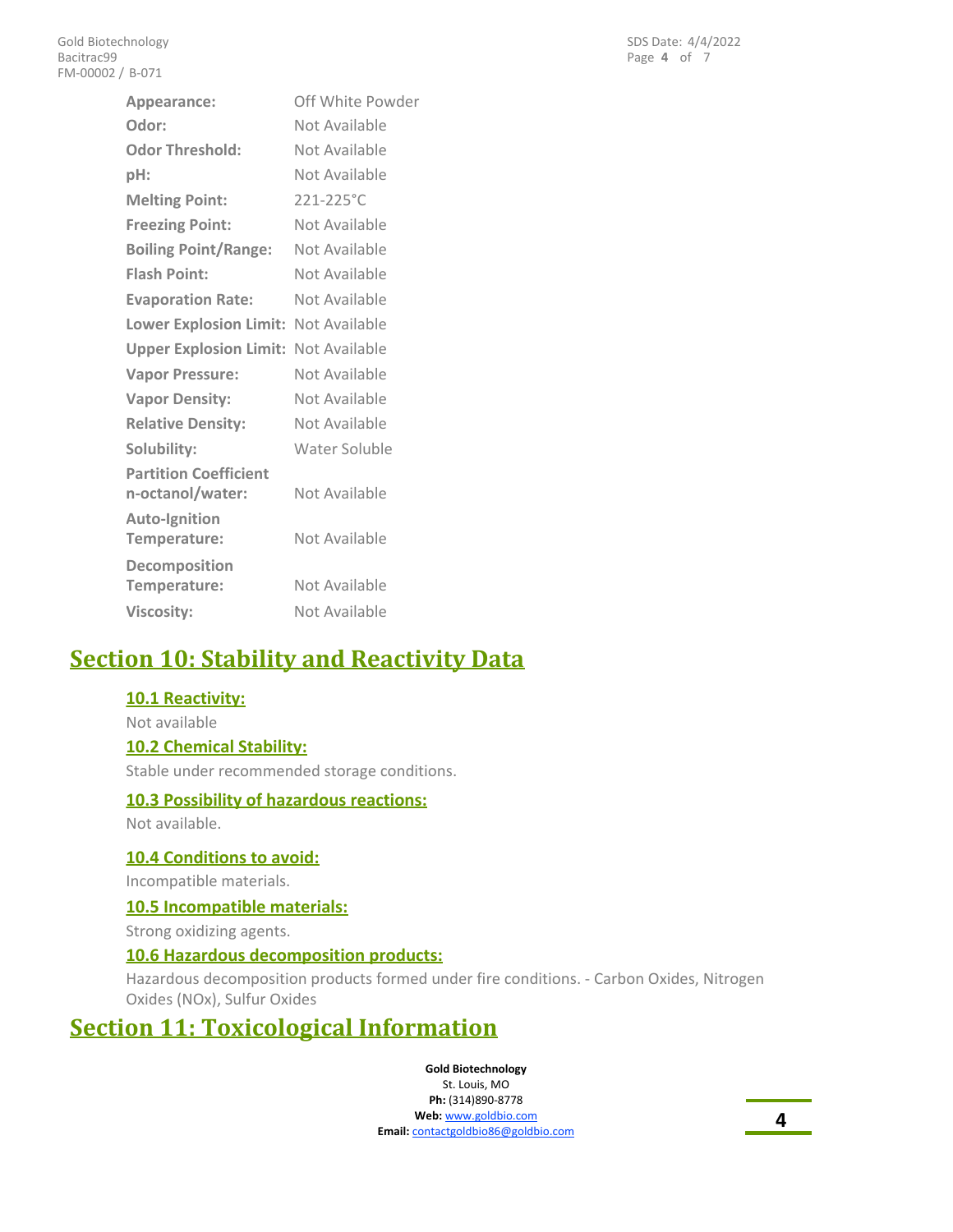| | |
|---|---|
| **Appearance:** | Off White Powder |
| **Odor:** | Not Available |
| **Odor Threshold:** | Not Available |
| **pH:** | Not Available |
| **Melting Point:** | 221-225°C |
| **Freezing Point:** | Not Available |
| **Boiling Point/Range:** | Not Available |
| **Flash Point:** | Not Available |
| **Evaporation Rate:** | Not Available |
| **Lower Explosion Limit:** | Not Available |
| **Upper Explosion Limit:** | Not Available |
| **Vapor Pressure:** | Not Available |
| **Vapor Density:** | Not Available |
| **Relative Density:** | Not Available |
| **Solubility:** | Water Soluble |
| **Partition Coefficient n-octanol/water:** | Not Available |
| **Auto-Ignition Temperature:** | Not Available |
| **Decomposition Temperature:** | Not Available |
| **Viscosity:** | Not Available |

# Section 10: Stability and Reactivity Data

### 10.1 Reactivity:

Not available

### 10.2 Chemical Stability:

Stable under recommended storage conditions.

### 10.3 Possibility of hazardous reactions:

Not available.

### 10.4 Conditions to avoid:

Incompatible materials.

### 10.5 Incompatible materials:

Strong oxidizing agents.

### 10.6 Hazardous decomposition products:

Hazardous decomposition products formed under fire conditions. - Carbon Oxides, Nitrogen Oxides (NOx), Sulfur Oxides

# Section 11: Toxicological Information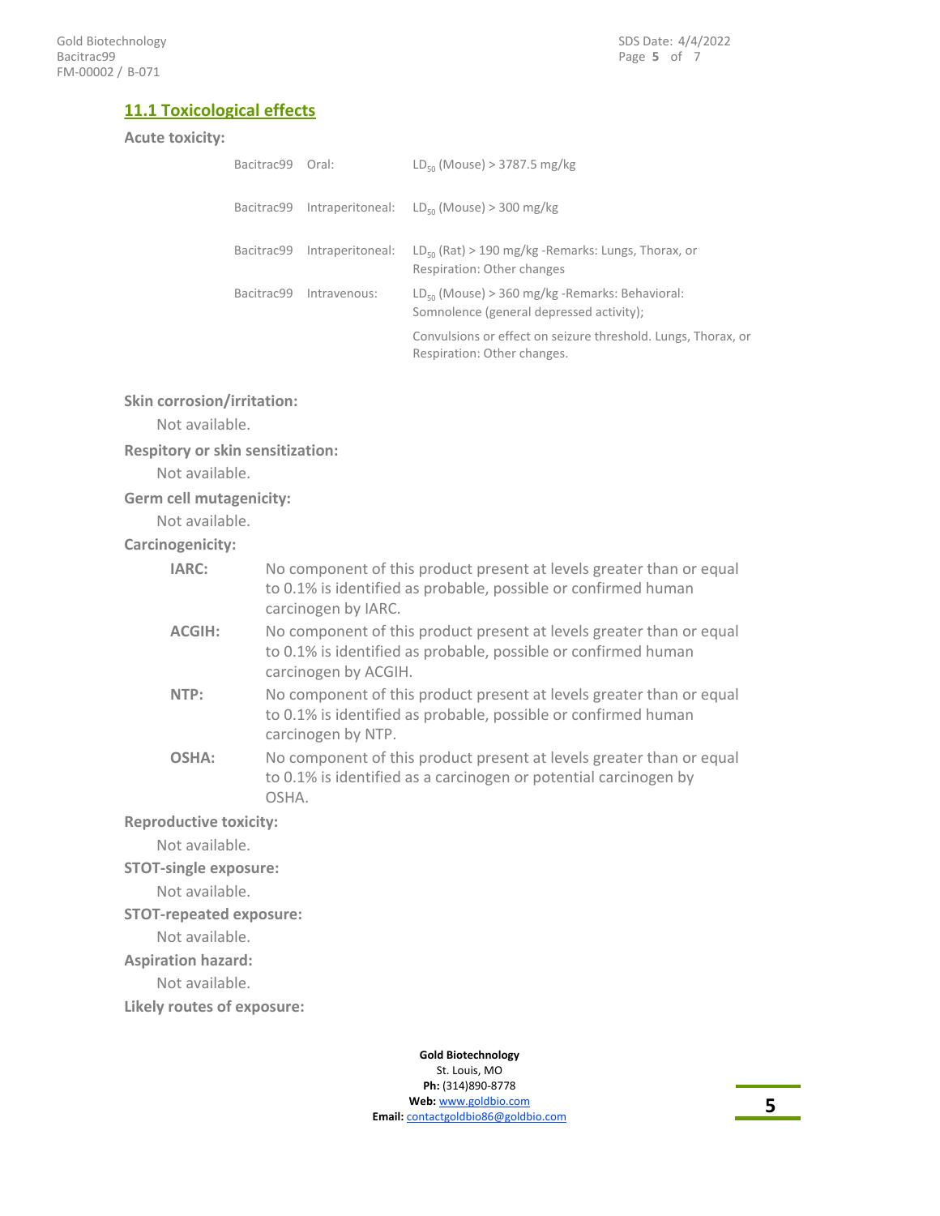## 11.1 Toxicological effects

**Acute toxicity:**

| | | |
|---|---|---|
| Bacitrac99 | Oral: | $LD_{50}$ (Mouse) > 3787.5 mg/kg |
| Bacitrac99 | Intraperitoneal: | $LD_{50}$ (Mouse) > 300 mg/kg |
| Bacitrac99 | Intraperitoneal: | $LD_{50}$ (Rat) > 190 mg/kg -Remarks: Lungs, Thorax, or Respiration: Other changes |
| Bacitrac99 | Intravenous: | $LD_{50}$ (Mouse) > 360 mg/kg -Remarks: Behavioral: Somnolence (general depressed activity); Convulsions or effect on seizure threshold. Lungs, Thorax, or Respiration: Other changes. |

**Skin corrosion/irritation:**

Not available.

**Respitory or skin sensitization:**

Not available.

**Germ cell mutagenicity:**

Not available.

**Carcinogenicity:**

**IARC:** No component of this product present at levels greater than or equal to 0.1% is identified as probable, possible or confirmed human carcinogen by IARC.

**ACGIH:** No component of this product present at levels greater than or equal to 0.1% is identified as probable, possible or confirmed human carcinogen by ACGIH.

**NTP:** No component of this product present at levels greater than or equal to 0.1% is identified as probable, possible or confirmed human carcinogen by NTP.

**OSHA:** No component of this product present at levels greater than or equal to 0.1% is identified as a carcinogen or potential carcinogen by OSHA.

**Reproductive toxicity:**

Not available.

**STOT-single exposure:**

Not available.

**STOT-repeated exposure:**

Not available.

**Aspiration hazard:**

Not available.

**Likely routes of exposure:**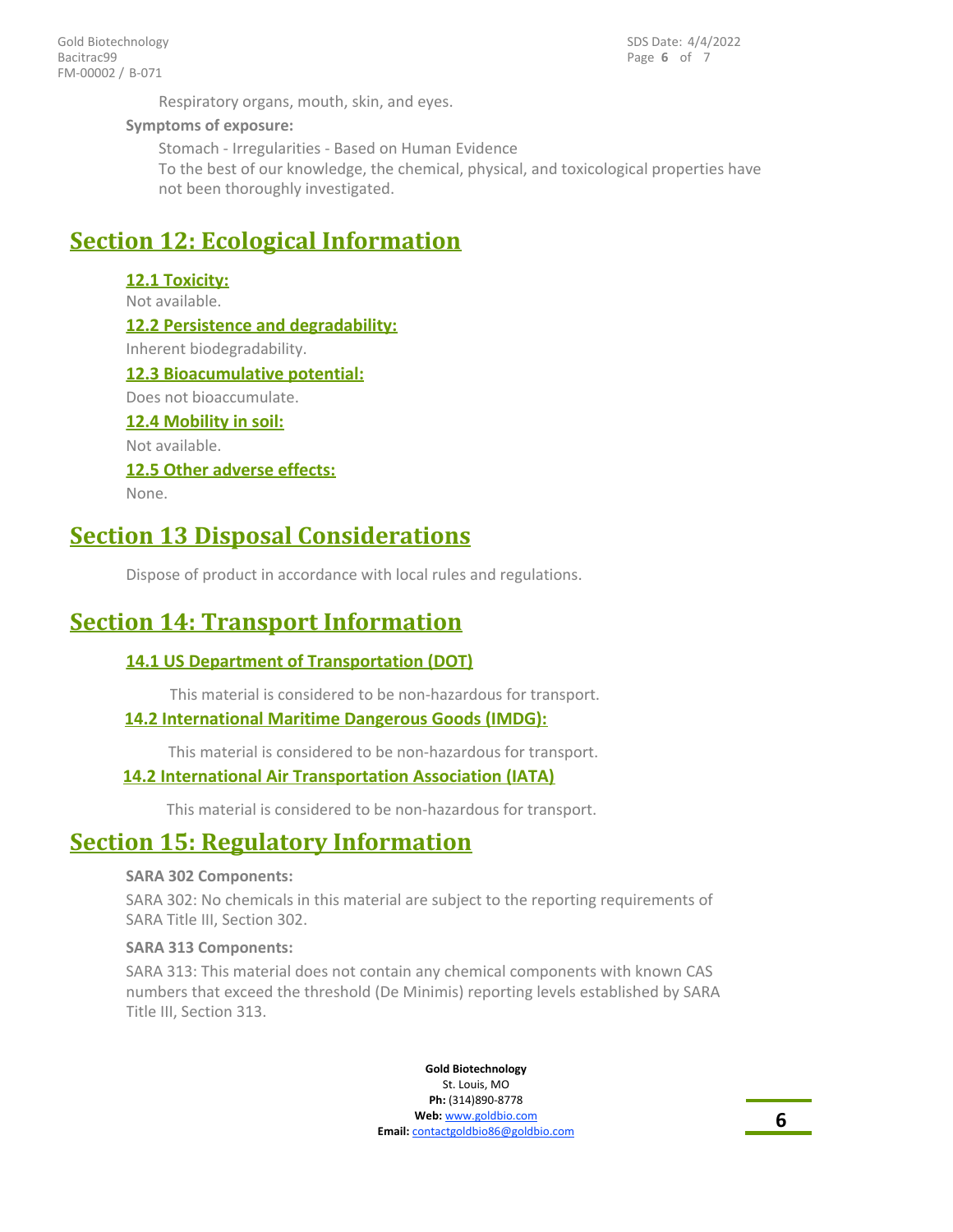Respiratory organs, mouth, skin, and eyes.

**Symptoms of exposure:**

Stomach - Irregularities - Based on Human Evidence
To the best of our knowledge, the chemical, physical, and toxicological properties have not been thoroughly investigated.

# Section 12: Ecological Information

### 12.1 Toxicity:

Not available.

### 12.2 Persistence and degradability:

Inherent biodegradability.

### 12.3 Bioacumulative potential:

Does not bioaccumulate.

### 12.4 Mobility in soil:

Not available.

### 12.5 Other adverse effects:

None.

# Section 13 Disposal Considerations

Dispose of product in accordance with local rules and regulations.

# Section 14: Transport Information

### 14.1 US Department of Transportation (DOT)

This material is considered to be non-hazardous for transport.

### 14.2 International Maritime Dangerous Goods (IMDG):

This material is considered to be non-hazardous for transport.

### 14.2 International Air Transportation Association (IATA)

This material is considered to be non-hazardous for transport.

# Section 15: Regulatory Information

**SARA 302 Components:**

SARA 302: No chemicals in this material are subject to the reporting requirements of SARA Title III, Section 302.

**SARA 313 Components:**

SARA 313: This material does not contain any chemical components with known CAS numbers that exceed the threshold (De Minimis) reporting levels established by SARA Title III, Section 313.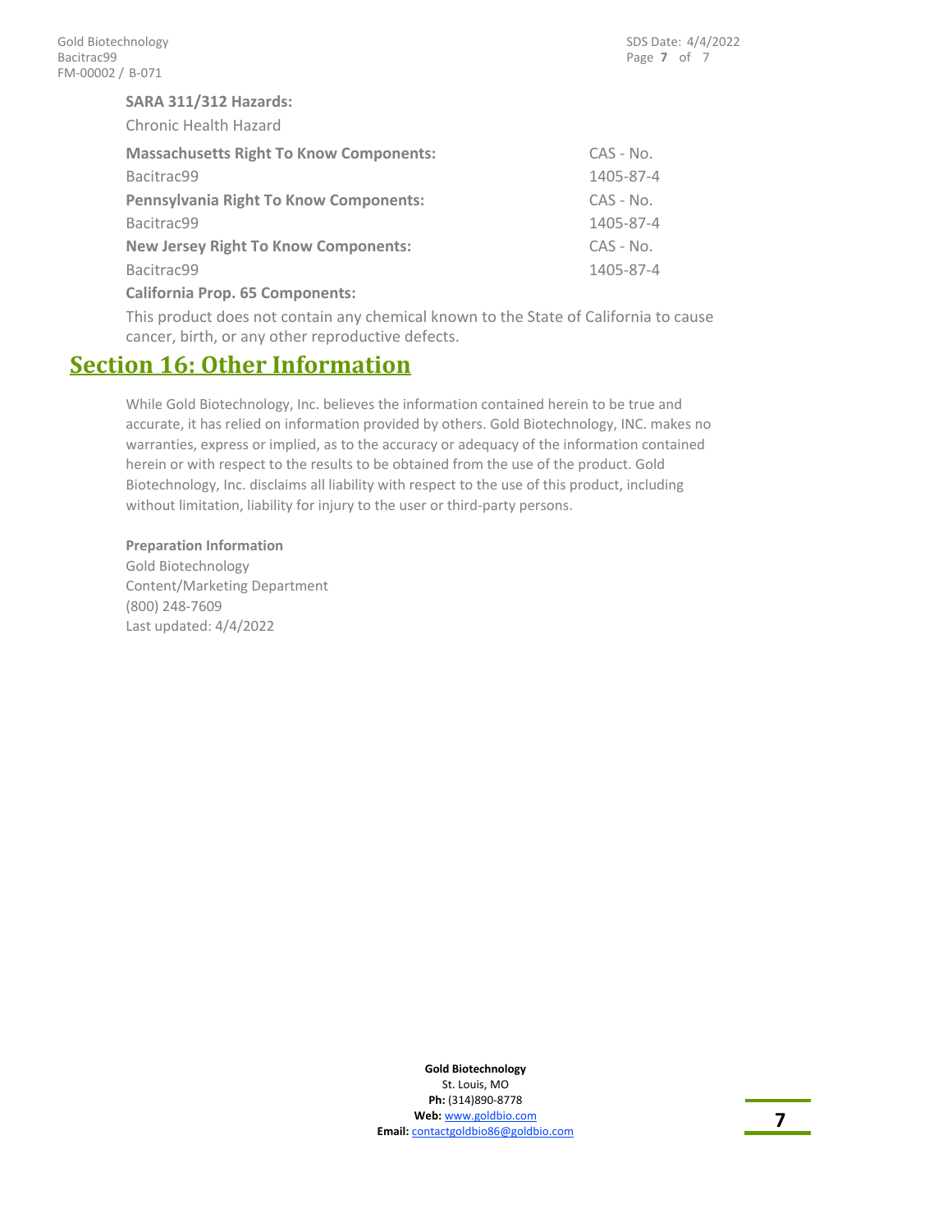**SARA 311/312 Hazards:**

Chronic Health Hazard

| | |
|---|---|
| **Massachusetts Right To Know Components:** | CAS - No. |
| Bacitrac99 | 1405-87-4 |
| **Pennsylvania Right To Know Components:** | CAS - No. |
| Bacitrac99 | 1405-87-4 |
| **New Jersey Right To Know Components:** | CAS - No. |
| Bacitrac99 | 1405-87-4 |

**California Prop. 65 Components:**

This product does not contain any chemical known to the State of California to cause cancer, birth, or any other reproductive defects.

## Section 16: Other Information

While Gold Biotechnology, Inc. believes the information contained herein to be true and accurate, it has relied on information provided by others. Gold Biotechnology, INC. makes no warranties, express or implied, as to the accuracy or adequacy of the information contained herein or with respect to the results to be obtained from the use of the product. Gold Biotechnology, Inc. disclaims all liability with respect to the use of this product, including without limitation, liability for injury to the user or third-party persons.

**Preparation Information**
Gold Biotechnology
Content/Marketing Department
(800) 248-7609
Last updated: 4/4/2022

**Gold Biotechnology**
St. Louis, MO
**Ph:** (314)890-8778
**Web:** www.goldbio.com
**Email:** contactgoldbio86@goldbio.com